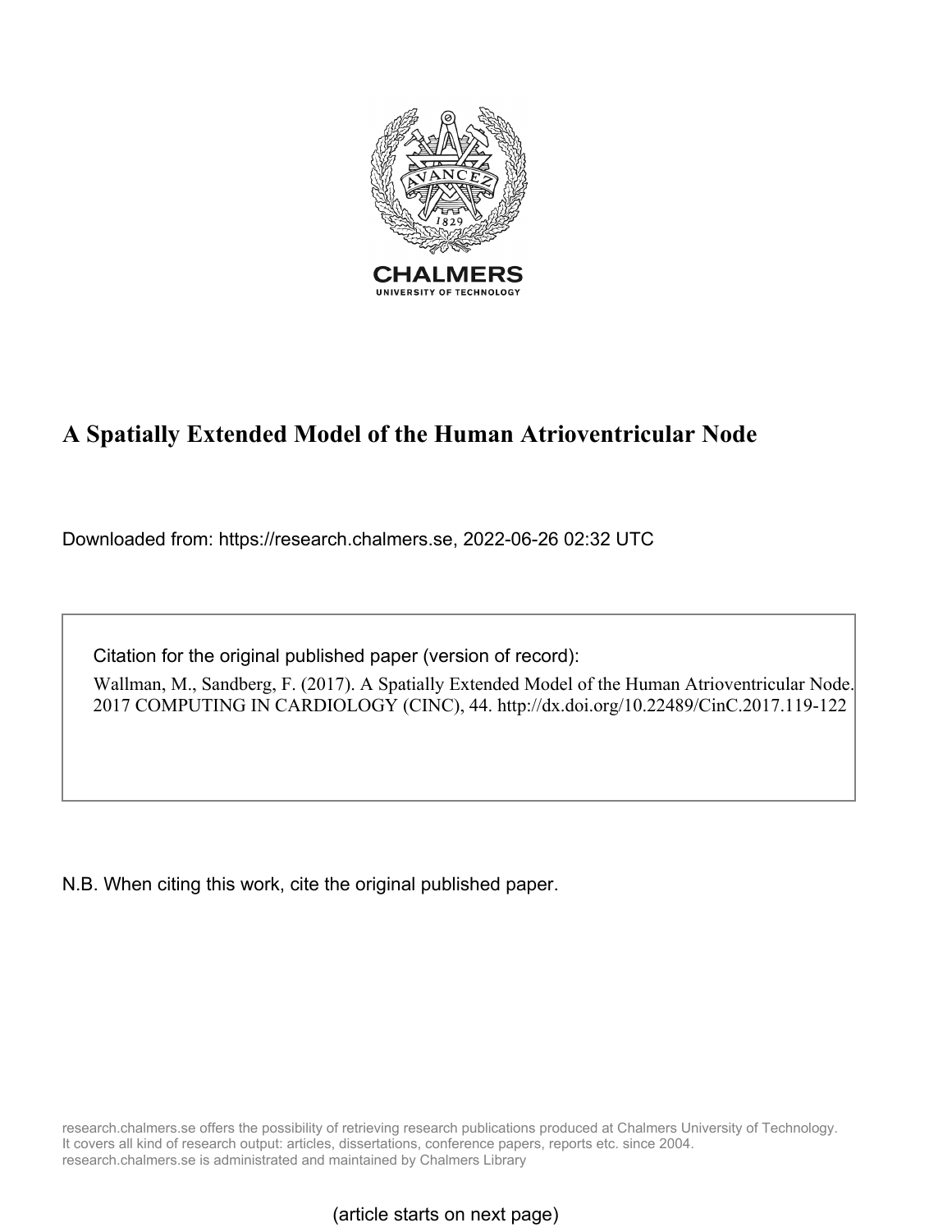CHALMERS

UNIVERSITY OF TECHNOLOGY

# A Spatially Extended Model of the Human Atrioventricular Node

Downloaded from: https://research.chalmers.se, 2022-06-26 02:32 UTC

Citation for the original published paper (version of record):

Wallman, M., Sandberg, F. (2017). A Spatially Extended Model of the Human Atrioventricular Node. 2017 COMPUTING IN CARDIOLOGY (CINC), 44. http://dx.doi.org/10.22489/CinC.2017.119-122

N.B. When citing this work, cite the original published paper.

research.chalmers.se offers the possibility of retrieving research publications produced at Chalmers University of Technology. It covers all kind of research output: articles, dissertations, conference papers, reports etc. since 2004. research.chalmers.se is administrated and maintained by Chalmers Library

(article starts on next page)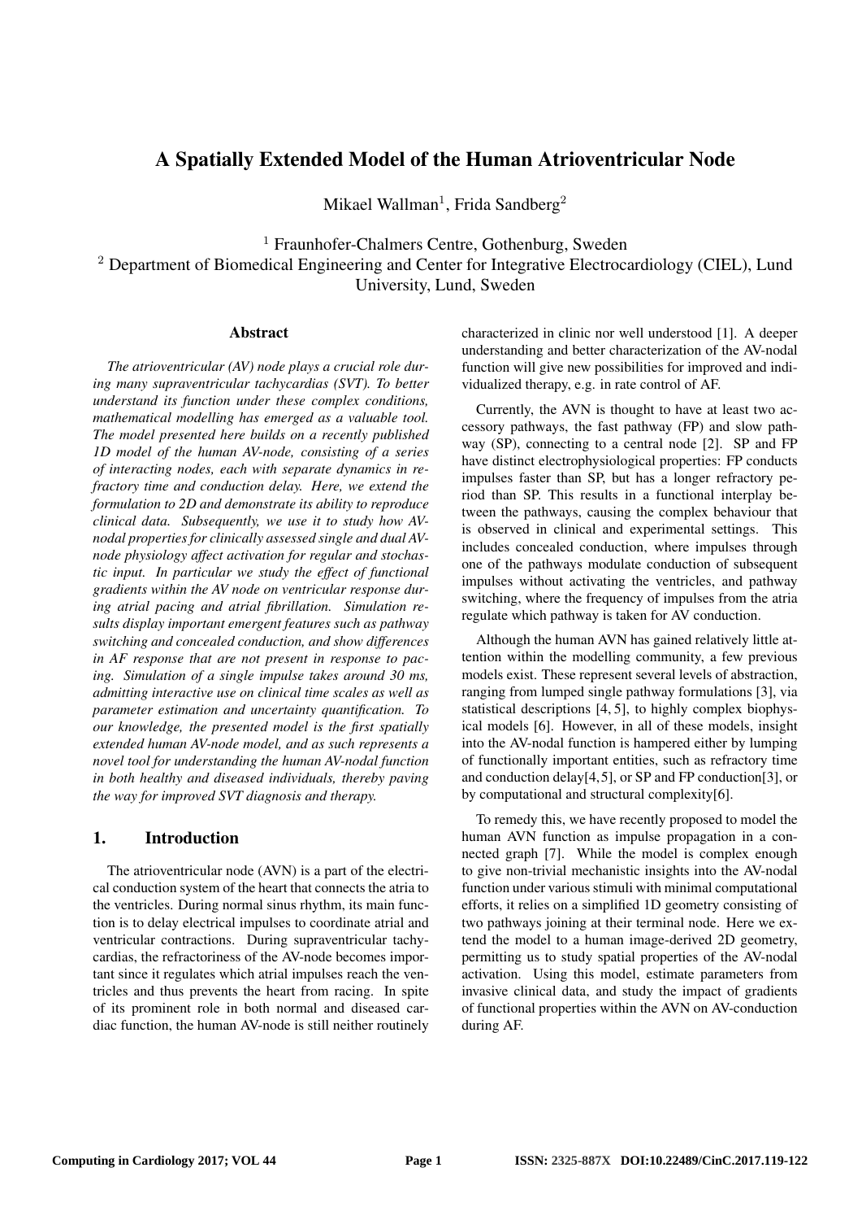# A Spatially Extended Model of the Human Atrioventricular Node

Mikael Wallman[1], Frida Sandberg[2]

[1] Fraunhofer-Chalmers Centre, Gothenburg, Sweden
[2] Department of Biomedical Engineering and Center for Integrative Electrocardiology (CIEL), Lund University, Lund, Sweden

## Abstract

*The atrioventricular (AV) node plays a crucial role during many supraventricular tachycardias (SVT). To better understand its function under these complex conditions, mathematical modelling has emerged as a valuable tool. The model presented here builds on a recently published 1D model of the human AV-node, consisting of a series of interacting nodes, each with separate dynamics in refractory time and conduction delay. Here, we extend the formulation to 2D and demonstrate its ability to reproduce clinical data. Subsequently, we use it to study how AV-nodal properties for clinically assessed single and dual AV-node physiology affect activation for regular and stochastic input. In particular we study the effect of functional gradients within the AV node on ventricular response during atrial pacing and atrial fibrillation. Simulation results display important emergent features such as pathway switching and concealed conduction, and show differences in AF response that are not present in response to pacing. Simulation of a single impulse takes around 30 ms, admitting interactive use on clinical time scales as well as parameter estimation and uncertainty quantification. To our knowledge, the presented model is the first spatially extended human AV-node model, and as such represents a novel tool for understanding the human AV-nodal function in both healthy and diseased individuals, thereby paving the way for improved SVT diagnosis and therapy.*

## 1. Introduction

The atrioventricular node (AVN) is a part of the electrical conduction system of the heart that connects the atria to the ventricles. During normal sinus rhythm, its main function is to delay electrical impulses to coordinate atrial and ventricular contractions. During supraventricular tachycardias, the refractoriness of the AV-node becomes important since it regulates which atrial impulses reach the ventricles and thus prevents the heart from racing. In spite of its prominent role in both normal and diseased cardiac function, the human AV-node is still neither routinely characterized in clinic nor well understood [1]. A deeper understanding and better characterization of the AV-nodal function will give new possibilities for improved and individualized therapy, e.g. in rate control of AF.

Currently, the AVN is thought to have at least two accessory pathways, the fast pathway (FP) and slow pathway (SP), connecting to a central node [2]. SP and FP have distinct electrophysiological properties: FP conducts impulses faster than SP, but has a longer refractory period than SP. This results in a functional interplay between the pathways, causing the complex behaviour that is observed in clinical and experimental settings. This includes concealed conduction, where impulses through one of the pathways modulate conduction of subsequent impulses without activating the ventricles, and pathway switching, where the frequency of impulses from the atria regulate which pathway is taken for AV conduction.

Although the human AVN has gained relatively little attention within the modelling community, a few previous models exist. These represent several levels of abstraction, ranging from lumped single pathway formulations [3], via statistical descriptions [4, 5], to highly complex biophysical models [6]. However, in all of these models, insight into the AV-nodal function is hampered either by lumping of functionally important entities, such as refractory time and conduction delay[4,5], or SP and FP conduction[3], or by computational and structural complexity[6].

To remedy this, we have recently proposed to model the human AVN function as impulse propagation in a connected graph [7]. While the model is complex enough to give non-trivial mechanistic insights into the AV-nodal function under various stimuli with minimal computational efforts, it relies on a simplified 1D geometry consisting of two pathways joining at their terminal node. Here we extend the model to a human image-derived 2D geometry, permitting us to study spatial properties of the AV-nodal activation. Using this model, estimate parameters from invasive clinical data, and study the impact of gradients of functional properties within the AVN on AV-conduction during AF.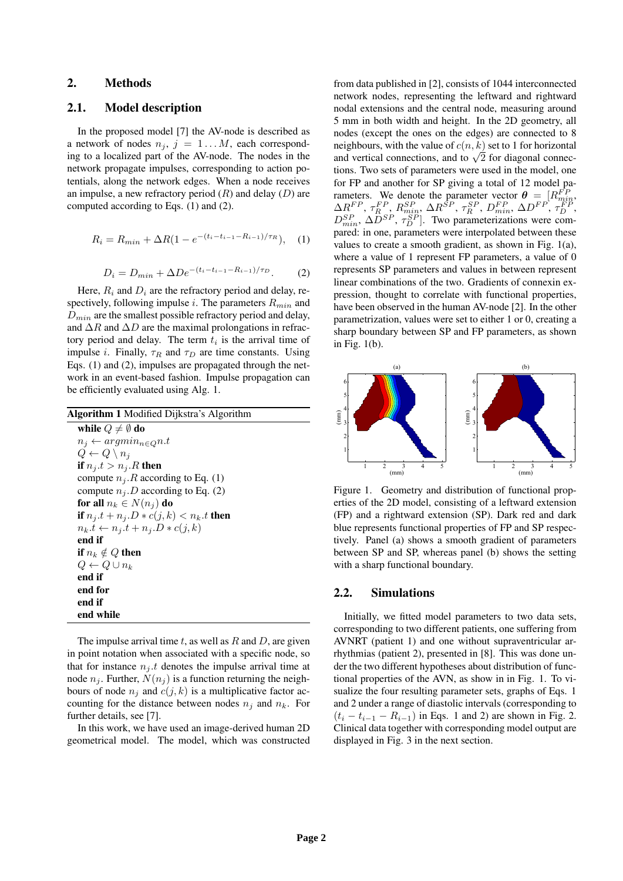## 2. Methods

### 2.1. Model description

In the proposed model [7] the AV-node is described as a network of nodes $n_j$, $j = 1 \dots M$, each corresponding to a localized part of the AV-node. The nodes in the network propagate impulses, corresponding to action potentials, along the network edges. When a node receives an impulse, a new refractory period ($R$) and delay ($D$) are computed according to Eqs. (1) and (2).

$$R_i = R_{min} + \Delta R(1 - e^{-(t_i - t_{i-1} - R_{i-1})/\tau_R}), \quad (1)$$

$$D_i = D_{min} + \Delta D e^{-(t_i - t_{i-1} - R_{i-1})/\tau_D}. \quad (2)$$

Here, $R_i$ and $D_i$ are the refractory period and delay, respectively, following impulse $i$. The parameters $R_{min}$ and $D_{min}$ are the smallest possible refractory period and delay, and $\Delta R$ and $\Delta D$ are the maximal prolongations in refractory period and delay. The term $t_i$ is the arrival time of impulse $i$. Finally, $\tau_R$ and $\tau_D$ are time constants. Using Eqs. (1) and (2), impulses are propagated through the network in an event-based fashion. Impulse propagation can be efficiently evaluated using Alg. 1.

**Algorithm 1** Modified Dijkstra's Algorithm

```
while Q ≠ ∅ do
  n_j ← argmin_{n∈Q} n.t
  Q ← Q \ n_j
  if n_j.t > n_j.R then
    compute n_j.R according to Eq. (1)
    compute n_j.D according to Eq. (2)
    for all n_k ∈ N(n_j) do
      if n_j.t + n_j.D * c(j,k) < n_k.t then
        n_k.t ← n_j.t + n_j.D * c(j,k)
      end if
      if n_k ∉ Q then
        Q ← Q ∪ n_k
      end if
    end for
  end if
end while
```

The impulse arrival time $t$, as well as $R$ and $D$, are given in point notation when associated with a specific node, so that for instance $n_j.t$ denotes the impulse arrival time at node $n_j$. Further, $N(n_j)$ is a function returning the neighbours of node $n_j$ and $c(j,k)$ is a multiplicative factor accounting for the distance between nodes $n_j$ and $n_k$. For further details, see [7].

In this work, we have used an image-derived human 2D geometrical model. The model, which was constructed from data published in [2], consists of 1044 interconnected network nodes, representing the leftward and rightward nodal extensions and the central node, measuring around 5 mm in both width and height. In the 2D geometry, all nodes (except the ones on the edges) are connected to 8 neighbours, with the value of $c(n,k)$ set to 1 for horizontal and vertical connections, and to $\sqrt{2}$ for diagonal connections. Two sets of parameters were used in the model, one for FP and another for SP giving a total of 12 model parameters. We denote the parameter vector $\boldsymbol{\theta} = [R_{min}^{FP}, \Delta R^{FP}, \tau_R^{FP}, R_{min}^{SP}, \Delta R^{SP}, \tau_R^{SP}, D_{min}^{FP}, \Delta D^{FP}, \tau_D^{FP}, D_{min}^{SP}, \Delta D^{SP}, \tau_D^{SP}]$. Two parameterizations were compared: in one, parameters were interpolated between these values to create a smooth gradient, as shown in Fig. 1(a), where a value of 1 represent FP parameters, a value of 0 represents SP parameters and values in between represent linear combinations of the two. Gradients of connexin expression, thought to correlate with functional properties, have been observed in the human AV-node [2]. In the other parametrization, values were set to either 1 or 0, creating a sharp boundary between SP and FP parameters, as shown in Fig. 1(b).

Figure 1. Geometry and distribution of functional properties of the 2D model, consisting of a leftward extension (FP) and a rightward extension (SP). Dark red and dark blue represents functional properties of FP and SP respectively. Panel (a) shows a smooth gradient of parameters between SP and SP, whereas panel (b) shows the setting with a sharp functional boundary.

### 2.2. Simulations

Initially, we fitted model parameters to two data sets, corresponding to two different patients, one suffering from AVNRT (patient 1) and one without supraventricular arrhythmias (patient 2), presented in [8]. This was done under the two different hypotheses about distribution of functional properties of the AVN, as show in Fig. 1. To visualize the four resulting parameter sets, graphs of Eqs. 1 and 2 under a range of diastolic intervals (corresponding to $(t_i - t_{i-1} - R_{i-1})$ in Eqs. 1 and 2) are shown in Fig. 2. Clinical data together with corresponding model output are displayed in Fig. 3 in the next section.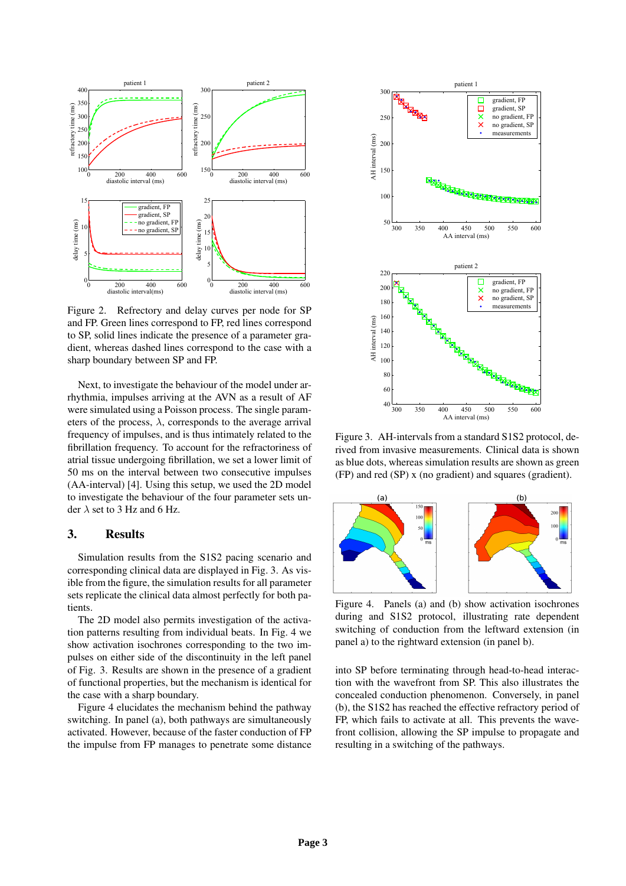Figure 2. Refrectory and delay curves per node for SP and FP. Green lines correspond to FP, red lines correspond to SP, solid lines indicate the presence of a parameter gradient, whereas dashed lines correspond to the case with a sharp boundary between SP and FP.

Next, to investigate the behaviour of the model under arrhythmia, impulses arriving at the AVN as a result of AF were simulated using a Poisson process. The single parameters of the process, $\lambda$, corresponds to the average arrival frequency of impulses, and is thus intimately related to the fibrillation frequency. To account for the refractoriness of atrial tissue undergoing fibrillation, we set a lower limit of 50 ms on the interval between two consecutive impulses (AA-interval) [4]. Using this setup, we used the 2D model to investigate the behaviour of the four parameter sets under $\lambda$ set to 3 Hz and 6 Hz.

## 3. Results

Simulation results from the S1S2 pacing scenario and corresponding clinical data are displayed in Fig. 3. As visible from the figure, the simulation results for all parameter sets replicate the clinical data almost perfectly for both patients.

The 2D model also permits investigation of the activation patterns resulting from individual beats. In Fig. 4 we show activation isochrones corresponding to the two impulses on either side of the discontinuity in the left panel of Fig. 3. Results are shown in the presence of a gradient of functional properties, but the mechanism is identical for the case with a sharp boundary.

Figure 4 elucidates the mechanism behind the pathway switching. In panel (a), both pathways are simultaneously activated. However, because of the faster conduction of FP the impulse from FP manages to penetrate some distance into SP before terminating through head-to-head interaction with the wavefront from SP. This also illustrates the concealed conduction phenomenon. Conversely, in panel (b), the S1S2 has reached the effective refractory period of FP, which fails to activate at all. This prevents the wavefront collision, allowing the SP impulse to propagate and resulting in a switching of the pathways.

Figure 3. AH-intervals from a standard S1S2 protocol, derived from invasive measurements. Clinical data is shown as blue dots, whereas simulation results are shown as green (FP) and red (SP) x (no gradient) and squares (gradient).

Figure 4. Panels (a) and (b) show activation isochrones during and S1S2 protocol, illustrating rate dependent switching of conduction from the leftward extension (in panel a) to the rightward extension (in panel b).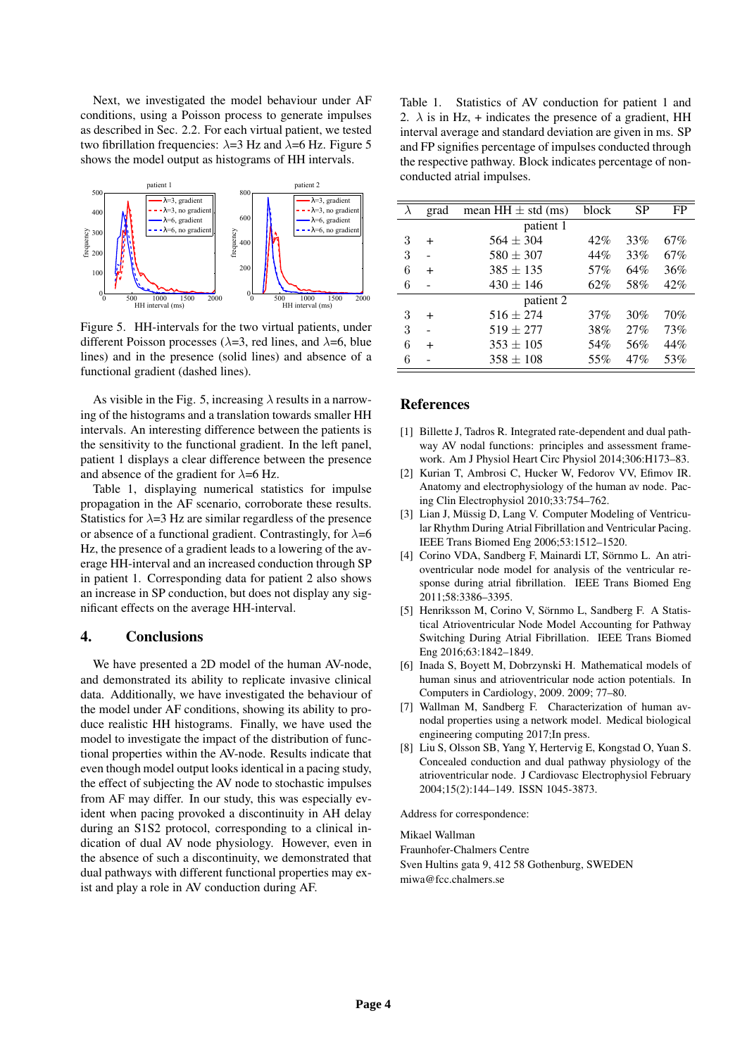Next, we investigated the model behaviour under AF conditions, using a Poisson process to generate impulses as described in Sec. 2.2. For each virtual patient, we tested two fibrillation frequencies: $\lambda$=3 Hz and $\lambda$=6 Hz. Figure 5 shows the model output as histograms of HH intervals.

patient 1
frequency
HH interval (ms)
0
100
200
300
400
500
0
500
1000
1500
2000
λ=3, gradient
λ=3, no gradient
λ=6, gradient
λ=6, no gradient

patient 2
frequency
HH interval (ms)
0
200
400
600
800
0
500
1000
1500
2000
λ=3, gradient
λ=3, no gradient
λ=6, gradient
λ=6, no gradient

Figure 5. HH-intervals for the two virtual patients, under different Poisson processes ($\lambda$=3, red lines, and $\lambda$=6, blue lines) and in the presence (solid lines) and absence of a functional gradient (dashed lines).

As visible in the Fig. 5, increasing $\lambda$ results in a narrowing of the histograms and a translation towards smaller HH intervals. An interesting difference between the patients is the sensitivity to the functional gradient. In the left panel, patient 1 displays a clear difference between the presence and absence of the gradient for $\lambda$=6 Hz.

Table 1, displaying numerical statistics for impulse propagation in the AF scenario, corroborate these results. Statistics for $\lambda$=3 Hz are similar regardless of the presence or absence of a functional gradient. Contrastingly, for $\lambda$=6 Hz, the presence of a gradient leads to a lowering of the average HH-interval and an increased conduction through SP in patient 1. Corresponding data for patient 2 also shows an increase in SP conduction, but does not display any significant effects on the average HH-interval.

## 4. Conclusions

We have presented a 2D model of the human AV-node, and demonstrated its ability to replicate invasive clinical data. Additionally, we have investigated the behaviour of the model under AF conditions, showing its ability to produce realistic HH histograms. Finally, we have used the model to investigate the impact of the distribution of functional properties within the AV-node. Results indicate that even though model output looks identical in a pacing study, the effect of subjecting the AV node to stochastic impulses from AF may differ. In our study, this was especially evident when pacing provoked a discontinuity in AH delay during an S1S2 protocol, corresponding to a clinical indication of dual AV node physiology. However, even in the absence of such a discontinuity, we demonstrated that dual pathways with different functional properties may exist and play a role in AV conduction during AF.

Table 1. Statistics of AV conduction for patient 1 and 2. $\lambda$ is in Hz, + indicates the presence of a gradient, HH interval average and standard deviation are given in ms. SP and FP signifies percentage of impulses conducted through the respective pathway. Block indicates percentage of non-conducted atrial impulses.

| $\lambda$ | grad | mean HH $\pm$ std (ms) | block | SP | FP |
|---|---|---|---|---|---|
| | | patient 1 | | | |
| 3 | + | 564 $\pm$ 304 | 42% | 33% | 67% |
| 3 | - | 580 $\pm$ 307 | 44% | 33% | 67% |
| 6 | + | 385 $\pm$ 135 | 57% | 64% | 36% |
| 6 | - | 430 $\pm$ 146 | 62% | 58% | 42% |
| | | patient 2 | | | |
| 3 | + | 516 $\pm$ 274 | 37% | 30% | 70% |
| 3 | - | 519 $\pm$ 277 | 38% | 27% | 73% |
| 6 | + | 353 $\pm$ 105 | 54% | 56% | 44% |
| 6 | - | 358 $\pm$ 108 | 55% | 47% | 53% |

## References

[1] Billette J, Tadros R. Integrated rate-dependent and dual pathway AV nodal functions: principles and assessment framework. Am J Physiol Heart Circ Physiol 2014;306:H173–83.

[2] Kurian T, Ambrosi C, Hucker W, Fedorov VV, Efimov IR. Anatomy and electrophysiology of the human av node. Pacing Clin Electrophysiol 2010;33:754–762.

[3] Lian J, Müssig D, Lang V. Computer Modeling of Ventricular Rhythm During Atrial Fibrillation and Ventricular Pacing. IEEE Trans Biomed Eng 2006;53:1512–1520.

[4] Corino VDA, Sandberg F, Mainardi LT, Sörnmo L. An atrioventricular node model for analysis of the ventricular response during atrial fibrillation. IEEE Trans Biomed Eng 2011;58:3386–3395.

[5] Henriksson M, Corino V, Sörnmo L, Sandberg F. A Statistical Atrioventricular Node Model Accounting for Pathway Switching During Atrial Fibrillation. IEEE Trans Biomed Eng 2016;63:1842–1849.

[6] Inada S, Boyett M, Dobrzynski H. Mathematical models of human sinus and atrioventricular node action potentials. In Computers in Cardiology, 2009. 2009; 77–80.

[7] Wallman M, Sandberg F. Characterization of human av-nodal properties using a network model. Medical biological engineering computing 2017;In press.

[8] Liu S, Olsson SB, Yang Y, Hertervig E, Kongstad O, Yuan S. Concealed conduction and dual pathway physiology of the atrioventricular node. J Cardiovasc Electrophysiol February 2004;15(2):144–149. ISSN 1045-3873.

Address for correspondence:

Mikael Wallman
Fraunhofer-Chalmers Centre
Sven Hultins gata 9, 412 58 Gothenburg, SWEDEN
miwa@fcc.chalmers.se